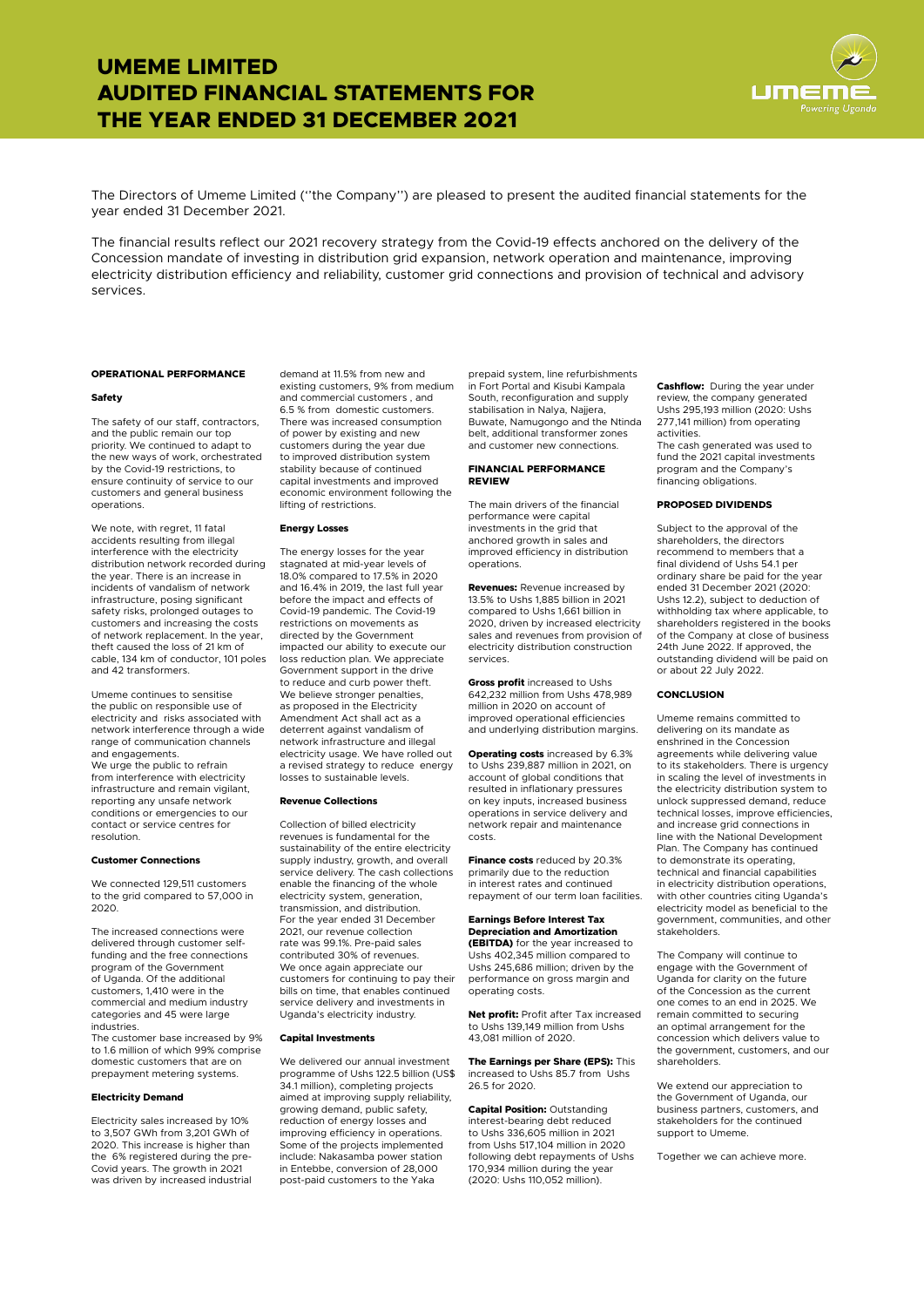# UMEME LIMITED AUDITED FINANCIAL STATEMENTS FOR THE YEAR ENDED 31 DECEMBER 2021

The Directors of Umeme Limited (''the Company'') are pleased to present the audited financial statements for the year ended 31 December 2021.

The financial results reflect our 2021 recovery strategy from the Covid-19 effects anchored on the delivery of the Concession mandate of investing in distribution grid expansion, network operation and maintenance, improving electricity distribution efficiency and reliability, customer grid connections and provision of technical and advisory services.

## OPERATIONAL PERFORMANCE

### Safety

The safety of our staff, contractors, and the public remain our top priority. We continued to adapt to the new ways of work, orchestrated by the Covid-19 restrictions, to ensure continuity of service to our customers and general business operations.

We note, with regret, 11 fatal accidents resulting from illegal interference with the electricity distribution network recorded during the year. There is an increase in incidents of vandalism of network infrastructure, posing significant safety risks, prolonged outages to customers and increasing the costs of network replacement. In the year, theft caused the loss of 21 km of cable, 134 km of conductor, 101 poles and 42 transformers.

Umeme continues to sensitise the public on responsible use of electricity and risks associated with network interference through a wide range of communication channels and engagements.

We urge the public to refrain from interference with electricity infrastructure and remain vigilant, reporting any unsafe network conditions or emergencies to our contact or service centres for resolution.

### Customer Connections

We connected 129,511 customers to the grid compared to 57,000 in 2020.

The increased connections were delivered through customer self-funding and the free connections program of the Government of Uganda. Of the additional customers, 1,410 were in the commercial and medium industry categories and 45 were large industries.

The customer base increased by 9% to 1.6 million of which 99% comprise domestic customers that are on prepayment metering systems.

### Electricity Demand

Electricity sales increased by 10% to 3,507 GWh from 3,201 GWh of 2020. This increase is higher than the 6% registered during the pre-Covid years. The growth in 2021 was driven by increased industrial demand at 11.5% from new and existing customers, 9% from medium and commercial customers , and 6.5 % from domestic customers. There was increased consumption of power by existing and new customers during the year due to improved distribution system stability because of continued capital investments and improved economic environment following the lifting of restrictions.

### Energy Losses

The energy losses for the year stagnated at mid-year levels of 18.0% compared to 17.5% in 2020 and 16.4% in 2019, the last full year before the impact and effects of Covid-19 pandemic. The Covid-19 restrictions on movements as directed by the Government impacted our ability to execute our loss reduction plan. We appreciate Government support in the drive to reduce and curb power theft. We believe stronger penalties, as proposed in the Electricity Amendment Act shall act as a deterrent against vandalism of network infrastructure and illegal electricity usage. We have rolled out a revised strategy to reduce energy losses to sustainable levels.

### Revenue Collections

Collection of billed electricity revenues is fundamental for the sustainability of the entire electricity supply industry, growth, and overall service delivery. The cash collections enable the financing of the whole electricity system, generation, transmission, and distribution. For the year ended 31 December 2021, our revenue collection rate was 99.1%. Pre-paid sales contributed 30% of revenues. We once again appreciate our customers for continuing to pay their bills on time, that enables continued service delivery and investments in Uganda's electricity industry.

### Capital Investments

We delivered our annual investment programme of Ushs 122.5 billion (US$ 34.1 million), completing projects aimed at improving supply reliability, growing demand, public safety, reduction of energy losses and improving efficiency in operations. Some of the projects implemented include: Nakasamba power station in Entebbe, conversion of 28,000 post-paid customers to the Yaka prepaid system, line refurbishments in Fort Portal and Kisubi Kampala South, reconfiguration and supply stabilisation in Nalya, Najjera, Buwate, Namugongo and the Ntinda belt, additional transformer zones and customer new connections.

## FINANCIAL PERFORMANCE REVIEW

The main drivers of the financial performance were capital investments in the grid that anchored growth in sales and improved efficiency in distribution operations.

**Revenues:** Revenue increased by 13.5% to Ushs 1,885 billion in 2021 compared to Ushs 1,661 billion in 2020, driven by increased electricity sales and revenues from provision of electricity distribution construction services.

**Gross profit** increased to Ushs 642,232 million from Ushs 478,989 million in 2020 on account of improved operational efficiencies and underlying distribution margins.

**Operating costs** increased by 6.3% to Ushs 239,887 million in 2021, on account of global conditions that resulted in inflationary pressures on key inputs, increased business operations in service delivery and network repair and maintenance costs.

**Finance costs** reduced by 20.3% primarily due to the reduction in interest rates and continued repayment of our term loan facilities.

**Earnings Before Interest Tax Depreciation and Amortization (EBITDA)** for the year increased to Ushs 402,345 million compared to Ushs 245,686 million; driven by the performance on gross margin and operating costs.

**Net profit:** Profit after Tax increased to Ushs 139,149 million from Ushs 43,081 million of 2020.

**The Earnings per Share (EPS):** This increased to Ushs 85.7 from Ushs 26.5 for 2020.

**Capital Position:** Outstanding interest-bearing debt reduced to Ushs 336,605 million in 2021 from Ushs 517,104 million in 2020 following debt repayments of Ushs 170,934 million during the year (2020: Ushs 110,052 million).

**Cashflow:** During the year under review, the company generated Ushs 295,193 million (2020: Ushs 277,141 million) from operating activities.

The cash generated was used to fund the 2021 capital investments program and the Company's financing obligations.

## PROPOSED DIVIDENDS

Subject to the approval of the shareholders, the directors recommend to members that a final dividend of Ushs 54.1 per ordinary share be paid for the year ended 31 December 2021 (2020: Ushs 12.2), subject to deduction of withholding tax where applicable, to shareholders registered in the books of the Company at close of business 24th June 2022. If approved, the outstanding dividend will be paid on or about 22 July 2022.

## CONCLUSION

Umeme remains committed to delivering on its mandate as enshrined in the Concession agreements while delivering value to its stakeholders. There is urgency in scaling the level of investments in the electricity distribution system to unlock suppressed demand, reduce technical losses, improve efficiencies, and increase grid connections in line with the National Development Plan. The Company has continued to demonstrate its operating, technical and financial capabilities in electricity distribution operations, with other countries citing Uganda's electricity model as beneficial to the government, communities, and other stakeholders.

The Company will continue to engage with the Government of Uganda for clarity on the future of the Concession as the current one comes to an end in 2025. We remain committed to securing an optimal arrangement for the concession which delivers value to the government, customers, and our shareholders.

We extend our appreciation to the Government of Uganda, our business partners, customers, and stakeholders for the continued support to Umeme.

Together we can achieve more.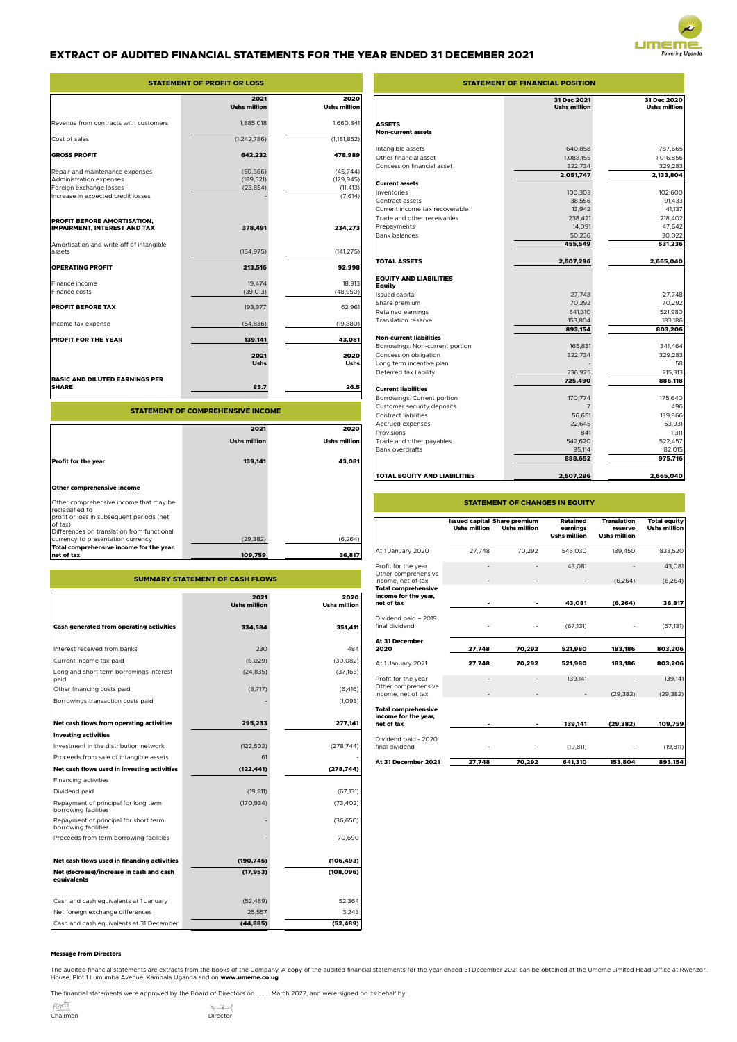# EXTRACT OF AUDITED FINANCIAL STATEMENTS FOR THE YEAR ENDED 31 DECEMBER 2021

## STATEMENT OF PROFIT OR LOSS

| | 2021 Ushs million | 2020 Ushs million |
|---|---|---|
| Revenue from contracts with customers | 1,885,018 | 1,660,841 |
| Cost of sales | (1,242,786) | (1,181,852) |
| **GROSS PROFIT** | **642,232** | **478,989** |
| Repair and maintenance expenses | (50,366) | (45,744) |
| Administration expenses | (189,521) | (179,945) |
| Foreign exchange losses | (23,854) | (11,413) |
| Increase in expected credit losses | - | (7,614) |
| **PROFIT BEFORE AMORTISATION, IMPAIRMENT, INTEREST AND TAX** | **378,491** | **234,273** |
| Amortisation and write off of intangible assets | (164,975) | (141,275) |
| **OPERATING PROFIT** | **213,516** | **92,998** |
| Finance income | 19,474 | 18,913 |
| Finance costs | (39,013) | (48,950) |
| **PROFIT BEFORE TAX** | **193,977** | **62,961** |
| Income tax expense | (54,836) | (19,880) |
| **PROFIT FOR THE YEAR** | **139,141** | **43,081** |
| | **2021 Ushs** | **2020 Ushs** |
| **BASIC AND DILUTED EARNINGS PER SHARE** | **85.7** | **26.5** |

## STATEMENT OF COMPREHENSIVE INCOME

| | 2021 Ushs million | 2020 Ushs million |
|---|---|---|
| **Profit for the year** | **139,141** | **43,081** |
| **Other comprehensive income** | | |
| Other comprehensive income that may be reclassified to profit or loss in subsequent periods (net of tax): | | |
| Differences on translation from functional currency to presentation currency | (29,382) | (6,264) |
| **Total comprehensive income for the year, net of tax** | **109,759** | **36,817** |

## SUMMARY STATEMENT OF CASH FLOWS

| | 2021 Ushs million | 2020 Ushs million |
|---|---|---|
| **Cash generated from operating activities** | **334,584** | **351,411** |
| Interest received from banks | 230 | 484 |
| Current income tax paid | (6,029) | (30,082) |
| Long and short term borrowings interest paid | (24,835) | (37,163) |
| Other financing costs paid | (8,717) | (6,416) |
| Borrowings transaction costs paid | - | (1,093) |
| **Net cash flows from operating activities** | **295,233** | **277,141** |
| **Investing activities** | | |
| Investment in the distribution network | (122,502) | (278,744) |
| Proceeds from sale of intangible assets | 61 | - |
| **Net cash flows used in investing activities** | **(122,441)** | **(278,744)** |
| Financing activities | | |
| Dividend paid | (19,811) | (67,131) |
| Repayment of principal for long term borrowing facilities | (170,934) | (73,402) |
| Repayment of principal for short term borrowing facilities | - | (36,650) |
| Proceeds from term borrowing facilities | - | 70,690 |
| **Net cash flows used in financing activities** | **(190,745)** | **(106,493)** |
| **Net (decrease)/increase in cash and cash equivalents** | **(17,953)** | **(108,096)** |
| Cash and cash equivalents at 1 January | (52,489) | 52,364 |
| Net foreign exchange differences | 25,557 | 3,243 |
| Cash and cash equivalents at 31 December | **(44,885)** | **(52,489)** |

## STATEMENT OF FINANCIAL POSITION

| | 31 Dec 2021 Ushs million | 31 Dec 2020 Ushs million |
|---|---|---|
| **ASSETS** | | |
| **Non-current assets** | | |
| Intangible assets | 640,858 | 787,665 |
| Other financial asset | 1,088,155 | 1,016,856 |
| Concession financial asset | 322,734 | 329,283 |
| | **2,051,747** | **2,133,804** |
| **Current assets** | | |
| Inventories | 100,303 | 102,600 |
| Contract assets | 38,556 | 91,433 |
| Current income tax recoverable | 13,942 | 41,137 |
| Trade and other receivables | 238,421 | 218,402 |
| Prepayments | 14,091 | 47,642 |
| Bank balances | 50,236 | 30,022 |
| | **455,549** | **531,236** |
| **TOTAL ASSETS** | **2,507,296** | **2,665,040** |
| **EQUITY AND LIABILITIES** | | |
| **Equity** | | |
| Issued capital | 27,748 | 27,748 |
| Share premium | 70,292 | 70,292 |
| Retained earnings | 641,310 | 521,980 |
| Translation reserve | 153,804 | 183,186 |
| | **893,154** | **803,206** |
| **Non-current liabilities** | | |
| Borrowings: Non-current portion | 165,831 | 341,464 |
| Concession obligation | 322,734 | 329,283 |
| Long term incentive plan | - | 58 |
| Deferred tax liability | 236,925 | 215,313 |
| | **725,490** | **886,118** |
| **Current liabilities** | | |
| Borrowings: Current portion | 170,774 | 175,640 |
| Customer security deposits | 7 | 496 |
| Contract liabilities | 56,651 | 139,866 |
| Accrued expenses | 22,645 | 53,931 |
| Provisions | 841 | 1,311 |
| Trade and other payables | 542,620 | 522,457 |
| Bank overdrafts | 95,114 | 82,015 |
| | **888,652** | **975,716** |
| **TOTAL EQUITY AND LIABILITIES** | **2,507,296** | **2,665,040** |

## STATEMENT OF CHANGES IN EQUITY

| | Issued capital Ushs million | Share premium Ushs million | Retained earnings Ushs million | Translation reserve Ushs million | Total equity Ushs million |
|---|---|---|---|---|---|
| At 1 January 2020 | 27,748 | 70,292 | 546,030 | 189,450 | 833,520 |
| Profit for the year | - | - | 43,081 | - | 43,081 |
| Other comprehensive income, net of tax | - | - | - | (6,264) | (6,264) |
| **Total comprehensive income for the year, net of tax** | **-** | **-** | **43,081** | **(6,264)** | **36,817** |
| Dividend paid – 2019 final dividend | - | - | (67,131) | - | (67,131) |
| **At 31 December 2020** | **27,748** | **70,292** | **521,980** | **183,186** | **803,206** |
| At 1 January 2021 | **27,748** | **70,292** | **521,980** | **183,186** | **803,206** |
| Profit for the year | - | - | 139,141 | - | 139,141 |
| Other comprehensive income, net of tax | - | - | - | (29,382) | (29,382) |
| **Total comprehensive income for the year, net of tax** | **-** | **-** | **139,141** | **(29,382)** | **109,759** |
| Dividend paid - 2020 final dividend | - | - | (19,811) | - | (19,811) |
| **At 31 December 2021** | **27,748** | **70,292** | **641,310** | **153,804** | **893,154** |

**Message from Directors**

The audited financial statements are extracts from the books of the Company. A copy of the audited financial statements for the year ended 31 December 2021 can be obtained at the Umeme Limited Head Office at Rwenzori House, Plot 1 Lumumba Avenue, Kampala Uganda and on **www.umeme.co.ug**

The financial statements were approved by the Board of Directors on ........ March 2022, and were signed on its behalf by:

Chairman

Director